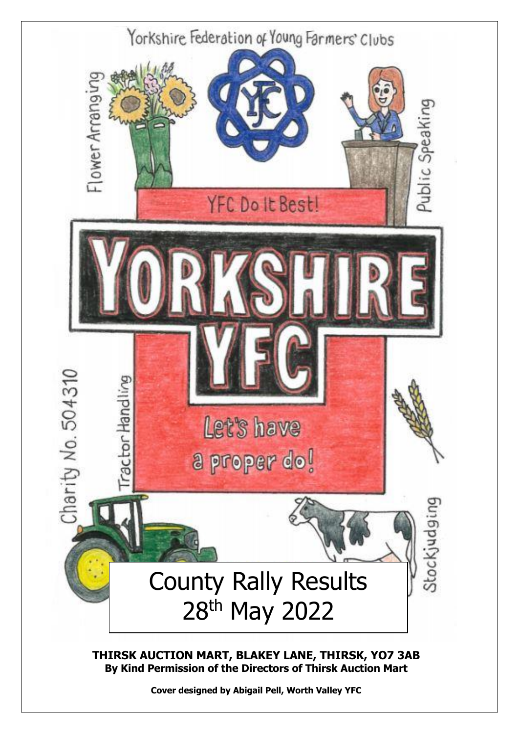Yorkshire Federation of Young Farmers' Clubs

Flower Arranging

Public Speaking

YFC Do It Best!

# YORKSHIRE YFC

Let's have a proper do!

Charity No. 504310

Tractor Handling

Stockjudging

# County Rally Results
## 28th May 2022

**THIRSK AUCTION MART, BLAKEY LANE, THIRSK, YO7 3AB**
**By Kind Permission of the Directors of Thirsk Auction Mart**

**Cover designed by Abigail Pell, Worth Valley YFC**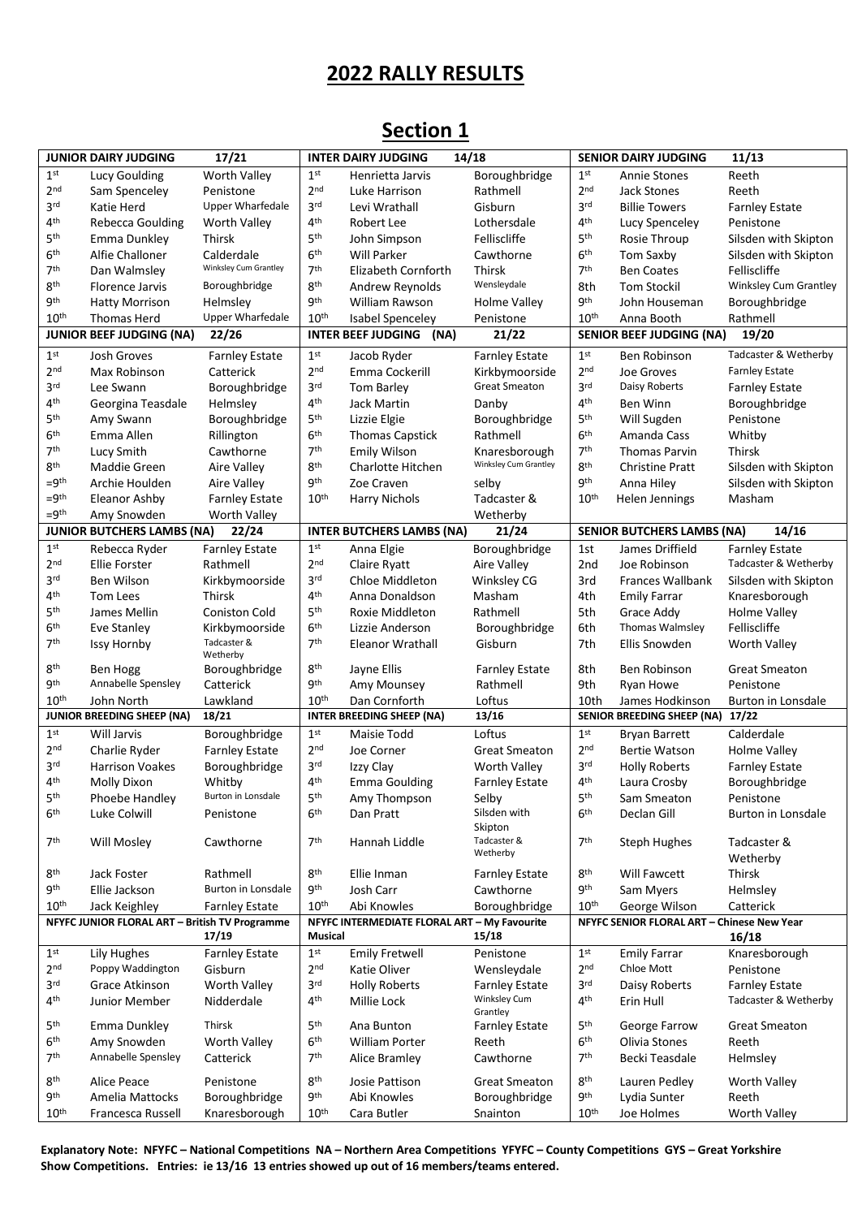# 2022 RALLY RESULTS

## Section 1

| JUNIOR DAIRY JUDGING | 17/21 | | INTER DAIRY JUDGING | 14/18 | | SENIOR DAIRY JUDGING | 11/13 | |
|---|---|---|---|---|---|---|---|---|
| 1st | Lucy Goulding | Worth Valley | 1st | Henrietta Jarvis | Boroughbridge | 1st | Annie Stones | Reeth |
| 2nd | Sam Spenceley | Penistone | 2nd | Luke Harrison | Rathmell | 2nd | Jack Stones | Reeth |
| 3rd | Katie Herd | Upper Wharfedale | 3rd | Levi Wrathall | Gisburn | 3rd | Billie Towers | Farnley Estate |
| 4th | Rebecca Goulding | Worth Valley | 4th | Robert Lee | Lothersdale | 4th | Lucy Spenceley | Penistone |
| 5th | Emma Dunkley | Thirsk | 5th | John Simpson | Felliscliffe | 5th | Rosie Throup | Silsden with Skipton |
| 6th | Alfie Challoner | Calderdale | 6th | Will Parker | Cawthorne | 6th | Tom Saxby | Silsden with Skipton |
| 7th | Dan Walmsley | Winksley Cum Grantley | 7th | Elizabeth Cornforth | Thirsk | 7th | Ben Coates | Felliscliffe |
| 8th | Florence Jarvis | Boroughbridge | 8th | Andrew Reynolds | Wensleydale | 8th | Tom Stockil | Winksley Cum Grantley |
| 9th | Hatty Morrison | Helmsley | 9th | William Rawson | Holme Valley | 9th | John Houseman | Boroughbridge |
| 10th | Thomas Herd | Upper Wharfedale | 10th | Isabel Spenceley | Penistone | 10th | Anna Booth | Rathmell |
| **JUNIOR BEEF JUDGING (NA)** | **22/26** | | **INTER BEEF JUDGING (NA)** | **21/22** | | **SENIOR BEEF JUDGING (NA)** | **19/20** | |
| 1st | Josh Groves | Farnley Estate | 1st | Jacob Ryder | Farnley Estate | 1st | Ben Robinson | Tadcaster & Wetherby |
| 2nd | Max Robinson | Catterick | 2nd | Emma Cockerill | Kirkbymoorside | 2nd | Joe Groves | Farnley Estate |
| 3rd | Lee Swann | Boroughbridge | 3rd | Tom Barley | Great Smeaton | 3rd | Daisy Roberts | Farnley Estate |
| 4th | Georgina Teasdale | Helmsley | 4th | Jack Martin | Danby | 4th | Ben Winn | Boroughbridge |
| 5th | Amy Swann | Boroughbridge | 5th | Lizzie Elgie | Boroughbridge | 5th | Will Sugden | Penistone |
| 6th | Emma Allen | Rillington | 6th | Thomas Capstick | Rathmell | 6th | Amanda Cass | Whitby |
| 7th | Lucy Smith | Cawthorne | 7th | Emily Wilson | Knaresborough | 7th | Thomas Parvin | Thirsk |
| 8th | Maddie Green | Aire Valley | 8th | Charlotte Hitchen | Winksley Cum Grantley | 8th | Christine Pratt | Silsden with Skipton |
| =9th | Archie Houlden | Aire Valley | 9th | Zoe Craven | selby | 9th | Anna Hiley | Silsden with Skipton |
| =9th | Eleanor Ashby | Farnley Estate | 10th | Harry Nichols | Tadcaster & Wetherby | 10th | Helen Jennings | Masham |
| =9th | Amy Snowden | Worth Valley | | | | | | |
| **JUNIOR BUTCHERS LAMBS (NA)** | **22/24** | | **INTER BUTCHERS LAMBS (NA)** | **21/24** | | **SENIOR BUTCHERS LAMBS (NA)** | **14/16** | |
| 1st | Rebecca Ryder | Farnley Estate | 1st | Anna Elgie | Boroughbridge | 1st | James Driffield | Farnley Estate |
| 2nd | Ellie Forster | Rathmell | 2nd | Claire Ryatt | Aire Valley | 2nd | Joe Robinson | Tadcaster & Wetherby |
| 3rd | Ben Wilson | Kirkbymoorside | 3rd | Chloe Middleton | Winksley CG | 3rd | Frances Wallbank | Silsden with Skipton |
| 4th | Tom Lees | Thirsk | 4th | Anna Donaldson | Masham | 4th | Emily Farrar | Knaresborough |
| 5th | James Mellin | Coniston Cold | 5th | Roxie Middleton | Rathmell | 5th | Grace Addy | Holme Valley |
| 6th | Eve Stanley | Kirkbymoorside | 6th | Lizzie Anderson | Boroughbridge | 6th | Thomas Walmsley | Felliscliffe |
| 7th | Issy Hornby | Tadcaster & Wetherby | 7th | Eleanor Wrathall | Gisburn | 7th | Ellis Snowden | Worth Valley |
| 8th | Ben Hogg | Boroughbridge | 8th | Jayne Ellis | Farnley Estate | 8th | Ben Robinson | Great Smeaton |
| 9th | Annabelle Spensley | Catterick | 9th | Amy Mounsey | Rathmell | 9th | Ryan Howe | Penistone |
| 10th | John North | Lawkland | 10th | Dan Cornforth | Loftus | 10th | James Hodkinson | Burton in Lonsdale |
| **JUNIOR BREEDING SHEEP (NA)** | **18/21** | | **INTER BREEDING SHEEP (NA)** | **13/16** | | **SENIOR BREEDING SHEEP (NA)** | **17/22** | |
| 1st | Will Jarvis | Boroughbridge | 1st | Maisie Todd | Loftus | 1st | Bryan Barrett | Calderdale |
| 2nd | Charlie Ryder | Farnley Estate | 2nd | Joe Corner | Great Smeaton | 2nd | Bertie Watson | Holme Valley |
| 3rd | Harrison Voakes | Boroughbridge | 3rd | Izzy Clay | Worth Valley | 3rd | Holly Roberts | Farnley Estate |
| 4th | Molly Dixon | Whitby | 4th | Emma Goulding | Farnley Estate | 4th | Laura Crosby | Boroughbridge |
| 5th | Phoebe Handley | Burton in Lonsdale | 5th | Amy Thompson | Selby | 5th | Sam Smeaton | Penistone |
| 6th | Luke Colwill | Penistone | 6th | Dan Pratt | Silsden with Skipton | 6th | Declan Gill | Burton in Lonsdale |
| 7th | Will Mosley | Cawthorne | 7th | Hannah Liddle | Tadcaster & Wetherby | 7th | Steph Hughes | Tadcaster & Wetherby |
| 8th | Jack Foster | Rathmell | 8th | Ellie Inman | Farnley Estate | 8th | Will Fawcett | Thirsk |
| 9th | Ellie Jackson | Burton in Lonsdale | 9th | Josh Carr | Cawthorne | 9th | Sam Myers | Helmsley |
| 10th | Jack Keighley | Farnley Estate | 10th | Abi Knowles | Boroughbridge | 10th | George Wilson | Catterick |
| **NFYFC JUNIOR FLORAL ART – British TV Programme** | **17/19** | | **NFYFC INTERMEDIATE FLORAL ART – My Favourite Musical** | **15/18** | | **NFYFC SENIOR FLORAL ART – Chinese New Year** | **16/18** | |
| 1st | Lily Hughes | Farnley Estate | 1st | Emily Fretwell | Penistone | 1st | Emily Farrar | Knaresborough |
| 2nd | Poppy Waddington | Gisburn | 2nd | Katie Oliver | Wensleydale | 2nd | Chloe Mott | Penistone |
| 3rd | Grace Atkinson | Worth Valley | 3rd | Holly Roberts | Farnley Estate | 3rd | Daisy Roberts | Farnley Estate |
| 4th | Junior Member | Nidderdale | 4th | Millie Lock | Winksley Cum Grantley | 4th | Erin Hull | Tadcaster & Wetherby |
| 5th | Emma Dunkley | Thirsk | 5th | Ana Bunton | Farnley Estate | 5th | George Farrow | Great Smeaton |
| 6th | Amy Snowden | Worth Valley | 6th | William Porter | Reeth | 6th | Olivia Stones | Reeth |
| 7th | Annabelle Spensley | Catterick | 7th | Alice Bramley | Cawthorne | 7th | Becki Teasdale | Helmsley |
| 8th | Alice Peace | Penistone | 8th | Josie Pattison | Great Smeaton | 8th | Lauren Pedley | Worth Valley |
| 9th | Amelia Mattocks | Boroughbridge | 9th | Abi Knowles | Boroughbridge | 9th | Lydia Sunter | Reeth |
| 10th | Francesca Russell | Knaresborough | 10th | Cara Butler | Snainton | 10th | Joe Holmes | Worth Valley |

**Explanatory Note: NFYFC – National Competitions NA – Northern Area Competitions YFYFC – County Competitions GYS – Great Yorkshire Show Competitions. Entries: ie 13/16 13 entries showed up out of 16 members/teams entered.**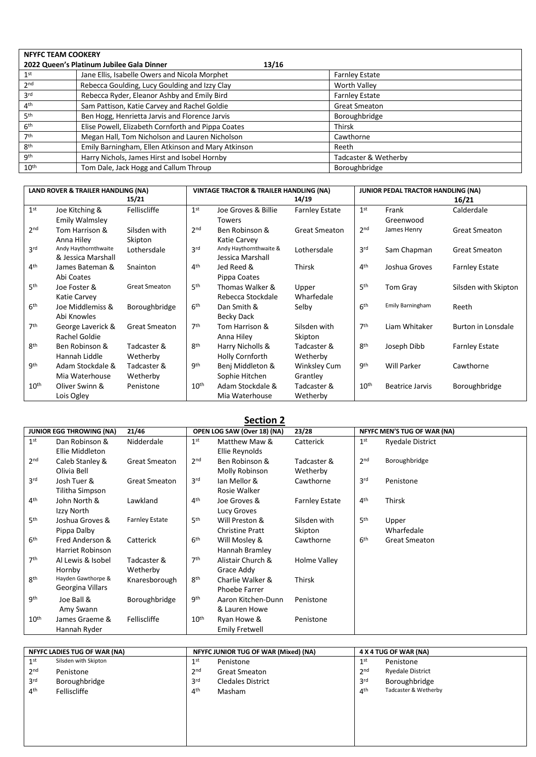| NFYFC TEAM COOKERY | | |
| --- | --- | --- |
| 2022 Queen's Platinum Jubilee Gala Dinner | 13/16 | |
| 1st | Jane Ellis, Isabelle Owers and Nicola Morphet | Farnley Estate |
| 2nd | Rebecca Goulding, Lucy Goulding and Izzy Clay | Worth Valley |
| 3rd | Rebecca Ryder, Eleanor Ashby and Emily Bird | Farnley Estate |
| 4th | Sam Pattison, Katie Carvey and Rachel Goldie | Great Smeaton |
| 5th | Ben Hogg, Henrietta Jarvis and Florence Jarvis | Boroughbridge |
| 6th | Elise Powell, Elizabeth Cornforth and Pippa Coates | Thirsk |
| 7th | Megan Hall, Tom Nicholson and Lauren Nicholson | Cawthorne |
| 8th | Emily Barningham, Ellen Atkinson and Mary Atkinson | Reeth |
| 9th | Harry Nichols, James Hirst and Isobel Hornby | Tadcaster & Wetherby |
| 10th | Tom Dale, Jack Hogg and Callum Throup | Boroughbridge |

| LAND ROVER & TRAILER HANDLING (NA) | | 15/21 | VINTAGE TRACTOR & TRAILER HANDLING (NA) | | 14/19 | JUNIOR PEDAL TRACTOR HANDLING (NA) | | 16/21 |
| --- | --- | --- | --- | --- | --- | --- | --- | --- |
| 1st | Joe Kitching & Emily Walmsley | Felliscliffe | 1st | Joe Groves & Billie Towers | Farnley Estate | 1st | Frank Greenwood | Calderdale |
| 2nd | Tom Harrison & Anna Hiley | Silsden with Skipton | 2nd | Ben Robinson & Katie Carvey | Great Smeaton | 2nd | James Henry | Great Smeaton |
| 3rd | Andy Haythornthwaite & Jessica Marshall | Lothersdale | 3rd | Andy Haythornthwaite & Jessica Marshall | Lothersdale | 3rd | Sam Chapman | Great Smeaton |
| 4th | James Bateman & Abi Coates | Snainton | 4th | Jed Reed & Pippa Coates | Thirsk | 4th | Joshua Groves | Farnley Estate |
| 5th | Joe Foster & Katie Carvey | Great Smeaton | 5th | Thomas Walker & Rebecca Stockdale | Upper Wharfedale | 5th | Tom Gray | Silsden with Skipton |
| 6th | Joe Middlemiss & Abi Knowles | Boroughbridge | 6th | Dan Smith & Becky Dack | Selby | 6th | Emily Barningham | Reeth |
| 7th | George Laverick & Rachel Goldie | Great Smeaton | 7th | Tom Harrison & Anna Hiley | Silsden with Skipton | 7th | Liam Whitaker | Burton in Lonsdale |
| 8th | Ben Robinson & Hannah Liddle | Tadcaster & Wetherby | 8th | Harry Nicholls & Holly Cornforth | Tadcaster & Wetherby | 8th | Joseph Dibb | Farnley Estate |
| 9th | Adam Stockdale & Mia Waterhouse | Tadcaster & Wetherby | 9th | Benj Middleton & Sophie Hitchen | Winksley Cum Grantley | 9th | Will Parker | Cawthorne |
| 10th | Oliver Swinn & Lois Ogley | Penistone | 10th | Adam Stockdale & Mia Waterhouse | Tadcaster & Wetherby | 10th | Beatrice Jarvis | Boroughbridge |

## Section 2

| JUNIOR EGG THROWING (NA) | | 21/46 | OPEN LOG SAW (Over 18) (NA) | | 23/28 | NFYFC MEN'S TUG OF WAR (NA) | |
| --- | --- | --- | --- | --- | --- | --- | --- |
| 1st | Dan Robinson & Ellie Middleton | Nidderdale | 1st | Matthew Maw & Ellie Reynolds | Catterick | 1st | Ryedale District |
| 2nd | Caleb Stanley & Olivia Bell | Great Smeaton | 2nd | Ben Robinson & Molly Robinson | Tadcaster & Wetherby | 2nd | Boroughbridge |
| 3rd | Josh Tuer & Tilitha Simpson | Great Smeaton | 3rd | Ian Mellor & Rosie Walker | Cawthorne | 3rd | Penistone |
| 4th | John North & Izzy North | Lawkland | 4th | Joe Groves & Lucy Groves | Farnley Estate | 4th | Thirsk |
| 5th | Joshua Groves & Pippa Dalby | Farnley Estate | 5th | Will Preston & Christine Pratt | Silsden with Skipton | 5th | Upper Wharfedale |
| 6th | Fred Anderson & Harriet Robinson | Catterick | 6th | Will Mosley & Hannah Bramley | Cawthorne | 6th | Great Smeaton |
| 7th | Al Lewis & Isobel Hornby | Tadcaster & Wetherby | 7th | Alistair Church & Grace Addy | Holme Valley | | |
| 8th | Hayden Gawthorpe & Georgina Villars | Knaresborough | 8th | Charlie Walker & Phoebe Farrer | Thirsk | | |
| 9th | Joe Ball & Amy Swann | Boroughbridge | 9th | Aaron Kitchen-Dunn & Lauren Howe | Penistone | | |
| 10th | James Graeme & Hannah Ryder | Felliscliffe | 10th | Ryan Howe & Emily Fretwell | Penistone | | |

| NFYFC LADIES TUG OF WAR (NA) | | NFYFC JUNIOR TUG OF WAR (Mixed) (NA) | | 4 X 4 TUG OF WAR (NA) | |
| --- | --- | --- | --- | --- | --- |
| 1st | Silsden with Skipton | 1st | Penistone | 1st | Penistone |
| 2nd | Penistone | 2nd | Great Smeaton | 2nd | Ryedale District |
| 3rd | Boroughbridge | 3rd | Cledales District | 3rd | Boroughbridge |
| 4th | Felliscliffe | 4th | Masham | 4th | Tadcaster & Wetherby |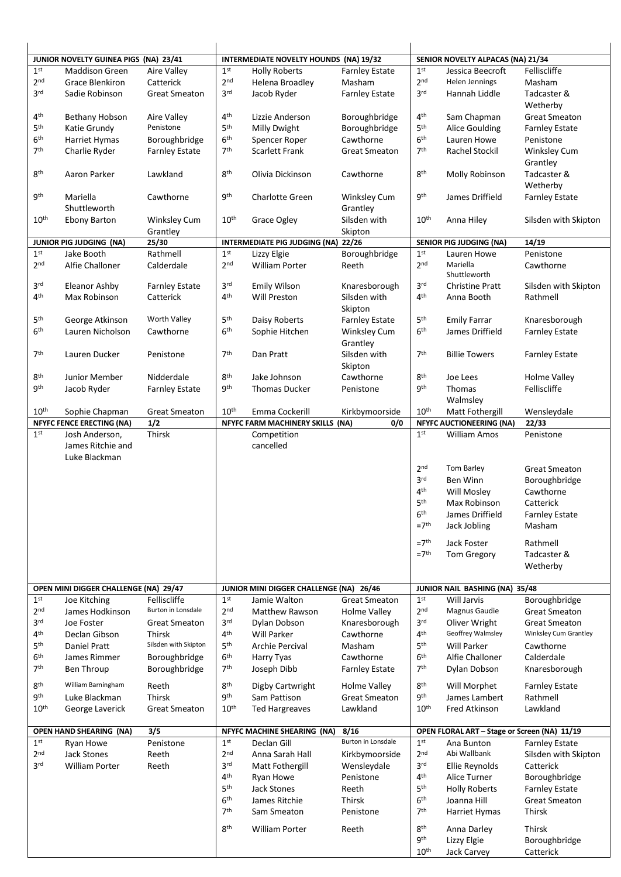| JUNIOR NOVELTY GUINEA PIGS (NA) 23/41 | | |
|---|---|---|
| 1st | Maddison Green | Aire Valley |
| 2nd | Grace Blenkiron | Catterick |
| 3rd | Sadie Robinson | Great Smeaton |
| 4th | Bethany Hobson | Aire Valley |
| 5th | Katie Grundy | Penistone |
| 6th | Harriet Hymas | Boroughbridge |
| 7th | Charlie Ryder | Farnley Estate |
| 8th | Aaron Parker | Lawkland |
| 9th | Mariella Shuttleworth | Cawthorne |
| 10th | Ebony Barton | Winksley Cum Grantley |

| INTERMEDIATE NOVELTY HOUNDS (NA) 19/32 | | |
|---|---|---|
| 1st | Holly Roberts | Farnley Estate |
| 2nd | Helena Broadley | Masham |
| 3rd | Jacob Ryder | Farnley Estate |
| 4th | Lizzie Anderson | Boroughbridge |
| 5th | Milly Dwight | Boroughbridge |
| 6th | Spencer Roper | Cawthorne |
| 7th | Scarlett Frank | Great Smeaton |
| 8th | Olivia Dickinson | Cawthorne |
| 9th | Charlotte Green | Winksley Cum Grantley |
| 10th | Grace Ogley | Silsden with Skipton |

| SENIOR NOVELTY ALPACAS (NA) 21/34 | | |
|---|---|---|
| 1st | Jessica Beecroft | Felliscliffe |
| 2nd | Helen Jennings | Masham |
| 3rd | Hannah Liddle | Tadcaster & Wetherby |
| 4th | Sam Chapman | Great Smeaton |
| 5th | Alice Goulding | Farnley Estate |
| 6th | Lauren Howe | Penistone |
| 7th | Rachel Stockil | Winksley Cum Grantley |
| 8th | Molly Robinson | Tadcaster & Wetherby |
| 9th | James Driffield | Farnley Estate |
| 10th | Anna Hiley | Silsden with Skipton |

| JUNIOR PIG JUDGING (NA) 25/30 | | |
|---|---|---|
| 1st | Jake Booth | Rathmell |
| 2nd | Alfie Challoner | Calderdale |
| 3rd | Eleanor Ashby | Farnley Estate |
| 4th | Max Robinson | Catterick |
| 5th | George Atkinson | Worth Valley |
| 6th | Lauren Nicholson | Cawthorne |
| 7th | Lauren Ducker | Penistone |
| 8th | Junior Member | Nidderdale |
| 9th | Jacob Ryder | Farnley Estate |
| 10th | Sophie Chapman | Great Smeaton |

| INTERMEDIATE PIG JUDGING (NA) 22/26 | | |
|---|---|---|
| 1st | Lizzy Elgie | Boroughbridge |
| 2nd | William Porter | Reeth |
| 3rd | Emily Wilson | Knaresborough |
| 4th | Will Preston | Silsden with Skipton |
| 5th | Daisy Roberts | Farnley Estate |
| 6th | Sophie Hitchen | Winksley Cum Grantley |
| 7th | Dan Pratt | Silsden with Skipton |
| 8th | Jake Johnson | Cawthorne |
| 9th | Thomas Ducker | Penistone |
| 10th | Emma Cockerill | Kirkbymoorside |

| SENIOR PIG JUDGING (NA) 14/19 | | |
|---|---|---|
| 1st | Lauren Howe | Penistone |
| 2nd | Mariella Shuttleworth | Cawthorne |
| 3rd | Christine Pratt | Silsden with Skipton |
| 4th | Anna Booth | Rathmell |
| 5th | Emily Farrar | Knaresborough |
| 6th | James Driffield | Farnley Estate |
| 7th | Billie Towers | Farnley Estate |
| 8th | Joe Lees | Holme Valley |
| 9th | Thomas Walmsley | Felliscliffe |
| 10th | Matt Fothergill | Wensleydale |

| NFYFC FENCE ERECTING (NA) 1/2 | | |
|---|---|---|
| 1st | Josh Anderson, James Ritchie and Luke Blackman | Thirsk |

| NFYFC FARM MACHINERY SKILLS (NA) 0/0 |
|---|
| Competition cancelled |

| NFYFC AUCTIONEERING (NA) 22/33 | | |
|---|---|---|
| 1st | William Amos | Penistone |
| 2nd | Tom Barley | Great Smeaton |
| 3rd | Ben Winn | Boroughbridge |
| 4th | Will Mosley | Cawthorne |
| 5th | Max Robinson | Catterick |
| 6th | James Driffield | Farnley Estate |
| =7th | Jack Jobling | Masham |
| =7th | Jack Foster | Rathmell |
| =7th | Tom Gregory | Tadcaster & Wetherby |

| OPEN MINI DIGGER CHALLENGE (NA) 29/47 | | |
|---|---|---|
| 1st | Joe Kitching | Felliscliffe |
| 2nd | James Hodkinson | Burton in Lonsdale |
| 3rd | Joe Foster | Great Smeaton |
| 4th | Declan Gibson | Thirsk |
| 5th | Daniel Pratt | Silsden with Skipton |
| 6th | James Rimmer | Boroughbridge |
| 7th | Ben Throup | Boroughbridge |
| 8th | William Barningham | Reeth |
| 9th | Luke Blackman | Thirsk |
| 10th | George Laverick | Great Smeaton |

| JUNIOR MINI DIGGER CHALLENGE (NA) 26/46 | | |
|---|---|---|
| 1st | Jamie Walton | Great Smeaton |
| 2nd | Matthew Rawson | Holme Valley |
| 3rd | Dylan Dobson | Knaresborough |
| 4th | Will Parker | Cawthorne |
| 5th | Archie Percival | Masham |
| 6th | Harry Tyas | Cawthorne |
| 7th | Joseph Dibb | Farnley Estate |
| 8th | Digby Cartwright | Holme Valley |
| 9th | Sam Pattison | Great Smeaton |
| 10th | Ted Hargreaves | Lawkland |

| JUNIOR NAIL BASHING (NA) 35/48 | | |
|---|---|---|
| 1st | Will Jarvis | Boroughbridge |
| 2nd | Magnus Gaudie | Great Smeaton |
| 3rd | Oliver Wright | Great Smeaton |
| 4th | Geoffrey Walmsley | Winksley Cum Grantley |
| 5th | Will Parker | Cawthorne |
| 6th | Alfie Challoner | Calderdale |
| 7th | Dylan Dobson | Knaresborough |
| 8th | Will Morphet | Farnley Estate |
| 9th | James Lambert | Rathmell |
| 10th | Fred Atkinson | Lawkland |

| OPEN HAND SHEARING (NA) 3/5 | | |
|---|---|---|
| 1st | Ryan Howe | Penistone |
| 2nd | Jack Stones | Reeth |
| 3rd | William Porter | Reeth |

| NFYFC MACHINE SHEARING (NA) 8/16 | | |
|---|---|---|
| 1st | Declan Gill | Burton in Lonsdale |
| 2nd | Anna Sarah Hall | Kirkbymoorside |
| 3rd | Matt Fothergill | Wensleydale |
| 4th | Ryan Howe | Penistone |
| 5th | Jack Stones | Reeth |
| 6th | James Ritchie | Thirsk |
| 7th | Sam Smeaton | Penistone |
| 8th | William Porter | Reeth |

| OPEN FLORAL ART – Stage or Screen (NA) 11/19 | | |
|---|---|---|
| 1st | Ana Bunton | Farnley Estate |
| 2nd | Abi Wallbank | Silsden with Skipton |
| 3rd | Ellie Reynolds | Catterick |
| 4th | Alice Turner | Boroughbridge |
| 5th | Holly Roberts | Farnley Estate |
| 6th | Joanna Hill | Great Smeaton |
| 7th | Harriet Hymas | Thirsk |
| 8th | Anna Darley | Thirsk |
| 9th | Lizzy Elgie | Boroughbridge |
| 10th | Jack Carvey | Catterick |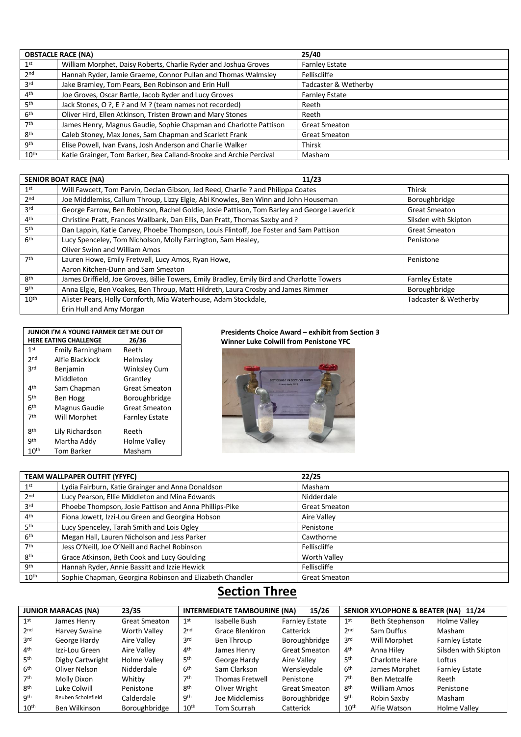| OBSTACLE RACE (NA) | | 25/40 |
|---|---|---|
| 1st | William Morphet, Daisy Roberts, Charlie Ryder and Joshua Groves | Farnley Estate |
| 2nd | Hannah Ryder, Jamie Graeme, Connor Pullan and Thomas Walmsley | Felliscliffe |
| 3rd | Jake Bramley, Tom Pears, Ben Robinson and Erin Hull | Tadcaster & Wetherby |
| 4th | Joe Groves, Oscar Bartle, Jacob Ryder and Lucy Groves | Farnley Estate |
| 5th | Jack Stones, O ?, E ? and M ? (team names not recorded) | Reeth |
| 6th | Oliver Hird, Ellen Atkinson, Tristen Brown and Mary Stones | Reeth |
| 7th | James Henry, Magnus Gaudie, Sophie Chapman and Charlotte Pattison | Great Smeaton |
| 8th | Caleb Stoney, Max Jones, Sam Chapman and Scarlett Frank | Great Smeaton |
| 9th | Elise Powell, Ivan Evans, Josh Anderson and Charlie Walker | Thirsk |
| 10th | Katie Grainger, Tom Barker, Bea Calland-Brooke and Archie Percival | Masham |

| SENIOR BOAT RACE (NA) | 11/23 | |
|---|---|---|
| 1st | Will Fawcett, Tom Parvin, Declan Gibson, Jed Reed, Charlie ? and Philippa Coates | Thirsk |
| 2nd | Joe Middlemiss, Callum Throup, Lizzy Elgie, Abi Knowles, Ben Winn and John Houseman | Boroughbridge |
| 3rd | George Farrow, Ben Robinson, Rachel Goldie, Josie Pattison, Tom Barley and George Laverick | Great Smeaton |
| 4th | Christine Pratt, Frances Wallbank, Dan Ellis, Dan Pratt, Thomas Saxby and ? | Silsden with Skipton |
| 5th | Dan Lappin, Katie Carvey, Phoebe Thompson, Louis Flintoff, Joe Foster and Sam Pattison | Great Smeaton |
| 6th | Lucy Spenceley, Tom Nicholson, Molly Farrington, Sam Healey, Oliver Swinn and William Amos | Penistone |
| 7th | Lauren Howe, Emily Fretwell, Lucy Amos, Ryan Howe, Aaron Kitchen-Dunn and Sam Smeaton | Penistone |
| 8th | James Driffield, Joe Groves, Billie Towers, Emily Bradley, Emily Bird and Charlotte Towers | Farnley Estate |
| 9th | Anna Elgie, Ben Voakes, Ben Throup, Matt Hildreth, Laura Crosby and James Rimmer | Boroughbridge |
| 10th | Alister Pears, Holly Cornforth, Mia Waterhouse, Adam Stockdale, Erin Hull and Amy Morgan | Tadcaster & Wetherby |

| JUNIOR I'M A YOUNG FARMER GET ME OUT OF HERE EATING CHALLENGE | | 26/36 |
|---|---|---|
| 1st | Emily Barningham | Reeth |
| 2nd | Alfie Blacklock | Helmsley |
| 3rd | Benjamin Middleton | Winksley Cum Grantley |
| 4th | Sam Chapman | Great Smeaton |
| 5th | Ben Hogg | Boroughbridge |
| 6th | Magnus Gaudie | Great Smeaton |
| 7th | Will Morphet | Farnley Estate |
| 8th | Lily Richardson | Reeth |
| 9th | Martha Addy | Holme Valley |
| 10th | Tom Barker | Masham |

**Presidents Choice Award – exhibit from Section 3**
**Winner Luke Colwill from Penistone YFC**

| TEAM WALLPAPER OUTFIT (YFYFC) | | 22/25 |
|---|---|---|
| 1st | Lydia Fairburn, Katie Grainger and Anna Donaldson | Masham |
| 2nd | Lucy Pearson, Ellie Middleton and Mina Edwards | Nidderdale |
| 3rd | Phoebe Thompson, Josie Pattison and Anna Phillips-Pike | Great Smeaton |
| 4th | Fiona Jowett, Izzi-Lou Green and Georgina Hobson | Aire Valley |
| 5th | Lucy Spenceley, Tarah Smith and Lois Ogley | Penistone |
| 6th | Megan Hall, Lauren Nicholson and Jess Parker | Cawthorne |
| 7th | Jess O'Neill, Joe O'Neill and Rachel Robinson | Felliscliffe |
| 8th | Grace Atkinson, Beth Cook and Lucy Goulding | Worth Valley |
| 9th | Hannah Ryder, Annie Bassitt and Izzie Hewick | Felliscliffe |
| 10th | Sophie Chapman, Georgina Robinson and Elizabeth Chandler | Great Smeaton |

# Section Three

| JUNIOR MARACAS (NA) | | 23/35 |
|---|---|---|
| 1st | James Henry | Great Smeaton |
| 2nd | Harvey Swaine | Worth Valley |
| 3rd | George Hardy | Aire Valley |
| 4th | Izzi-Lou Green | Aire Valley |
| 5th | Digby Cartwright | Holme Valley |
| 6th | Oliver Nelson | Nidderdale |
| 7th | Molly Dixon | Whitby |
| 8th | Luke Colwill | Penistone |
| 9th | Reuben Scholefield | Calderdale |
| 10th | Ben Wilkinson | Boroughbridge |

| INTERMEDIATE TAMBOURINE (NA) | | 15/26 |
|---|---|---|
| 1st | Isabelle Bush | Farnley Estate |
| 2nd | Grace Blenkiron | Catterick |
| 3rd | Ben Throup | Boroughbridge |
| 4th | James Henry | Great Smeaton |
| 5th | George Hardy | Aire Valley |
| 6th | Sam Clarkson | Wensleydale |
| 7th | Thomas Fretwell | Penistone |
| 8th | Oliver Wright | Great Smeaton |
| 9th | Joe Middlemiss | Boroughbridge |
| 10th | Tom Scurrah | Catterick |

| SENIOR XYLOPHONE & BEATER (NA) | | 11/24 |
|---|---|---|
| 1st | Beth Stephenson | Holme Valley |
| 2nd | Sam Duffus | Masham |
| 3rd | Will Morphet | Farnley Estate |
| 4th | Anna Hiley | Silsden with Skipton |
| 5th | Charlotte Hare | Loftus |
| 6th | James Morphet | Farnley Estate |
| 7th | Ben Metcalfe | Reeth |
| 8th | William Amos | Penistone |
| 9th | Robin Saxby | Masham |
| 10th | Alfie Watson | Holme Valley |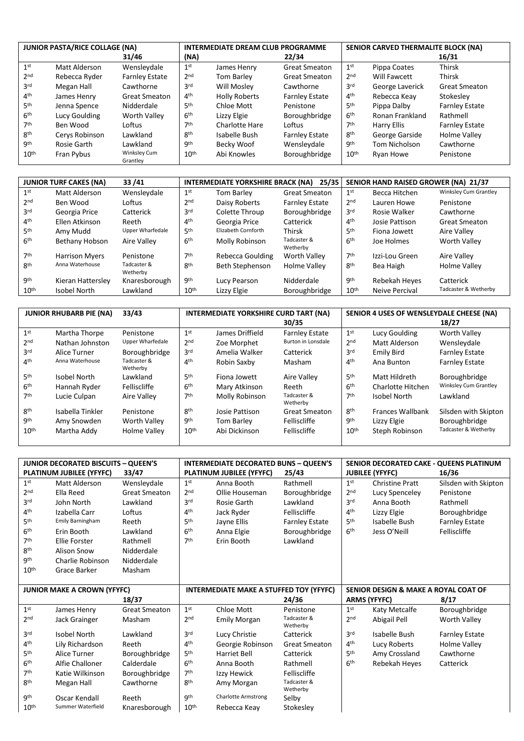| JUNIOR PASTA/RICE COLLAGE (NA) | | 31/46 |
|---|---|---|
| 1st | Matt Alderson | Wensleydale |
| 2nd | Rebecca Ryder | Farnley Estate |
| 3rd | Megan Hall | Cawthorne |
| 4th | James Henry | Great Smeaton |
| 5th | Jenna Spence | Nidderdale |
| 6th | Lucy Goulding | Worth Valley |
| 7th | Ben Wood | Loftus |
| 8th | Cerys Robinson | Lawkland |
| 9th | Rosie Garth | Lawkland |
| 10th | Fran Pybus | Winksley Cum Grantley |

| INTERMEDIATE DREAM CLUB PROGRAMME (NA) | | 22/34 |
|---|---|---|
| 1st | James Henry | Great Smeaton |
| 2nd | Tom Barley | Great Smeaton |
| 3rd | Will Mosley | Cawthorne |
| 4th | Holly Roberts | Farnley Estate |
| 5th | Chloe Mott | Penistone |
| 6th | Lizzy Elgie | Boroughbridge |
| 7th | Charlotte Hare | Loftus |
| 8th | Isabelle Bush | Farnley Estate |
| 9th | Becky Woof | Wensleydale |
| 10th | Abi Knowles | Boroughbridge |

| SENIOR CARVED THERMALITE BLOCK (NA) | | 16/31 |
|---|---|---|
| 1st | Pippa Coates | Thirsk |
| 2nd | Will Fawcett | Thirsk |
| 3rd | George Laverick | Great Smeaton |
| 4th | Rebecca Keay | Stokesley |
| 5th | Pippa Dalby | Farnley Estate |
| 6th | Ronan Frankland | Rathmell |
| 7th | Harry Ellis | Farnley Estate |
| 8th | George Garside | Holme Valley |
| 9th | Tom Nicholson | Cawthorne |
| 10th | Ryan Howe | Penistone |

| JUNIOR TURF CAKES (NA) | | 33 /41 |
|---|---|---|
| 1st | Matt Alderson | Wensleydale |
| 2nd | Ben Wood | Loftus |
| 3rd | Georgia Price | Catterick |
| 4th | Ellen Atkinson | Reeth |
| 5th | Amy Mudd | Upper Wharfedale |
| 6th | Bethany Hobson | Aire Valley |
| 7th | Harrison Myers | Penistone |
| 8th | Anna Waterhouse | Tadcaster & Wetherby |
| 9th | Kieran Hattersley | Knaresborough |
| 10th | Isobel North | Lawkland |

| INTERMEDIATE YORKSHIRE BRACK (NA) | | 25/35 |
|---|---|---|
| 1st | Tom Barley | Great Smeaton |
| 2nd | Daisy Roberts | Farnley Estate |
| 3rd | Colette Throup | Boroughbridge |
| 4th | Georgia Price | Catterick |
| 5th | Elizabeth Cornforth | Thirsk |
| 6th | Molly Robinson | Tadcaster & Wetherby |
| 7th | Rebecca Goulding | Worth Valley |
| 8th | Beth Stephenson | Holme Valley |
| 9th | Lucy Pearson | Nidderdale |
| 10th | Lizzy Elgie | Boroughbridge |

| SENIOR HAND RAISED GROWER (NA) | | 21/37 |
|---|---|---|
| 1st | Becca Hitchen | Winksley Cum Grantley |
| 2nd | Lauren Howe | Penistone |
| 3rd | Rosie Walker | Cawthorne |
| 4th | Josie Pattison | Great Smeaton |
| 5th | Fiona Jowett | Aire Valley |
| 6th | Joe Holmes | Worth Valley |
| 7th | Izzi-Lou Green | Aire Valley |
| 8th | Bea Haigh | Holme Valley |
| 9th | Rebekah Heyes | Catterick |
| 10th | Neive Percival | Tadcaster & Wetherby |

| JUNIOR RHUBARB PIE (NA) | | 33/43 |
|---|---|---|
| 1st | Martha Thorpe | Penistone |
| 2nd | Nathan Johnston | Upper Wharfedale |
| 3rd | Alice Turner | Boroughbridge |
| 4th | Anna Waterhouse | Tadcaster & Wetherby |
| 5th | Isobel North | Lawkland |
| 6th | Hannah Ryder | Felliscliffe |
| 7th | Lucie Culpan | Aire Valley |
| 8th | Isabella Tinkler | Penistone |
| 9th | Amy Snowden | Worth Valley |
| 10th | Martha Addy | Holme Valley |

| INTERMEDIATE YORKSHIRE CURD TART (NA) | | 30/35 |
|---|---|---|
| 1st | James Driffield | Farnley Estate |
| 2nd | Zoe Morphet | Burton in Lonsdale |
| 3rd | Amelia Walker | Catterick |
| 4th | Robin Saxby | Masham |
| 5th | Fiona Jowett | Aire Valley |
| 6th | Mary Atkinson | Reeth |
| 7th | Molly Robinson | Tadcaster & Wetherby |
| 8th | Josie Pattison | Great Smeaton |
| 9th | Tom Barley | Felliscliffe |
| 10th | Abi Dickinson | Felliscliffe |

| SENIOR 4 USES OF WENSLEYDALE CHEESE (NA) | | 18/27 |
|---|---|---|
| 1st | Lucy Goulding | Worth Valley |
| 2nd | Matt Alderson | Wensleydale |
| 3rd | Emily Bird | Farnley Estate |
| 4th | Ana Bunton | Farnley Estate |
| 5th | Matt Hildreth | Boroughbridge |
| 6th | Charlotte Hitchen | Winksley Cum Grantley |
| 7th | Isobel North | Lawkland |
| 8th | Frances Wallbank | Silsden with Skipton |
| 9th | Lizzy Elgie | Boroughbridge |
| 10th | Steph Robinson | Tadcaster & Wetherby |

| JUNIOR DECORATED BISCUITS – QUEEN'S PLATINUM JUBILEE (YFYFC) | | 33/47 |
|---|---|---|
| 1st | Matt Alderson | Wensleydale |
| 2nd | Ella Reed | Great Smeaton |
| 3rd | John North | Lawkland |
| 4th | Izabella Carr | Loftus |
| 5th | Emily Barningham | Reeth |
| 6th | Erin Booth | Lawkland |
| 7th | Ellie Forster | Rathmell |
| 8th | Alison Snow | Nidderdale |
| 9th | Charlie Robinson | Nidderdale |
| 10th | Grace Barker | Masham |

| INTERMEDIATE DECORATED BUNS – QUEEN'S PLATINUM JUBILEE (YFYFC) | | 25/43 |
|---|---|---|
| 1st | Anna Booth | Rathmell |
| 2nd | Ollie Houseman | Boroughbridge |
| 3rd | Rosie Garth | Lawkland |
| 4th | Jack Ryder | Felliscliffe |
| 5th | Jayne Ellis | Farnley Estate |
| 6th | Anna Elgie | Boroughbridge |
| 7th | Erin Booth | Lawkland |

| SENIOR DECORATED CAKE - QUEENS PLATINUM JUBILEE (YFYFC) | | 16/36 |
|---|---|---|
| 1st | Christine Pratt | Silsden with Skipton |
| 2nd | Lucy Spenceley | Penistone |
| 3rd | Anna Booth | Rathmell |
| 4th | Lizzy Elgie | Boroughbridge |
| 5th | Isabelle Bush | Farnley Estate |
| 6th | Jess O'Neill | Felliscliffe |

| JUNIOR MAKE A CROWN (YFYFC) | | 18/37 |
|---|---|---|
| 1st | James Henry | Great Smeaton |
| 2nd | Jack Grainger | Masham |
| 3rd | Isobel North | Lawkland |
| 4th | Lily Richardson | Reeth |
| 5th | Alice Turner | Boroughbridge |
| 6th | Alfie Challoner | Calderdale |
| 7th | Katie Wilkinson | Boroughbridge |
| 8th | Megan Hall | Cawthorne |
| 9th | Oscar Kendall | Reeth |
| 10th | Summer Waterfield | Knaresborough |

| INTERMEDIATE MAKE A STUFFED TOY (YFYFC) | | 24/36 |
|---|---|---|
| 1st | Chloe Mott | Penistone |
| 2nd | Emily Morgan | Tadcaster & Wetherby |
| 3rd | Lucy Christie | Catterick |
| 4th | Georgie Robinson | Great Smeaton |
| 5th | Harriet Bell | Catterick |
| 6th | Anna Booth | Rathmell |
| 7th | Izzy Hewick | Felliscliffe |
| 8th | Amy Morgan | Tadcaster & Wetherby |
| 9th | Charlotte Armstrong | Selby |
| 10th | Rebecca Keay | Stokesley |

| SENIOR DESIGN & MAKE A ROYAL COAT OF ARMS (YFYFC) | | 8/17 |
|---|---|---|
| 1st | Katy Metcalfe | Boroughbridge |
| 2nd | Abigail Pell | Worth Valley |
| 3rd | Isabelle Bush | Farnley Estate |
| 4th | Lucy Roberts | Holme Valley |
| 5th | Amy Crossland | Cawthorne |
| 6th | Rebekah Heyes | Catterick |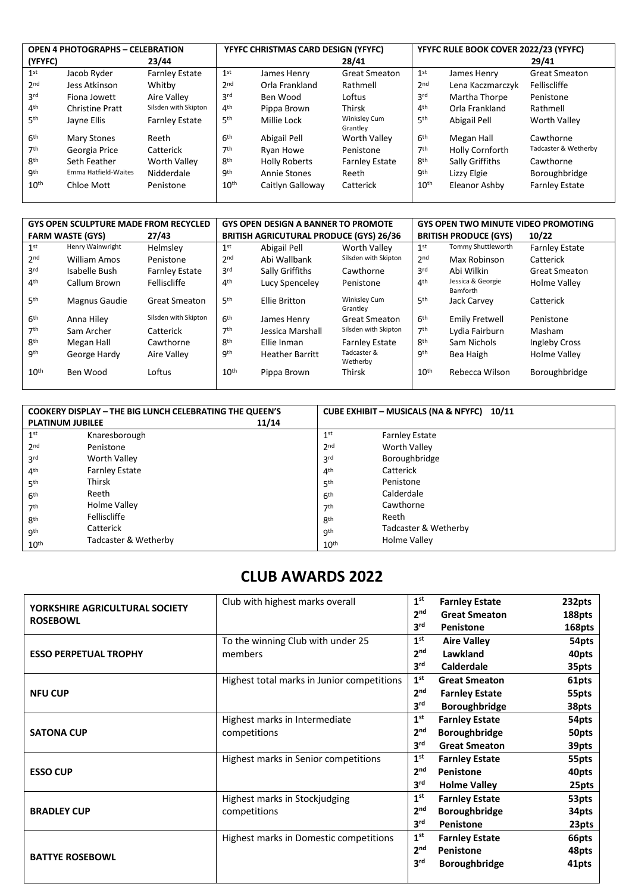| OPEN 4 PHOTOGRAPHS – CELEBRATION (YFYFC) | | 23/44 |
|---|---|---|
| 1st | Jacob Ryder | Farnley Estate |
| 2nd | Jess Atkinson | Whitby |
| 3rd | Fiona Jowett | Aire Valley |
| 4th | Christine Pratt | Silsden with Skipton |
| 5th | Jayne Ellis | Farnley Estate |
| 6th | Mary Stones | Reeth |
| 7th | Georgia Price | Catterick |
| 8th | Seth Feather | Worth Valley |
| 9th | Emma Hatfield-Waites | Nidderdale |
| 10th | Chloe Mott | Penistone |

| YFYFC CHRISTMAS CARD DESIGN (YFYFC) | | 28/41 |
|---|---|---|
| 1st | James Henry | Great Smeaton |
| 2nd | Orla Frankland | Rathmell |
| 3rd | Ben Wood | Loftus |
| 4th | Pippa Brown | Thirsk |
| 5th | Millie Lock | Winksley Cum Grantley |
| 6th | Abigail Pell | Worth Valley |
| 7th | Ryan Howe | Penistone |
| 8th | Holly Roberts | Farnley Estate |
| 9th | Annie Stones | Reeth |
| 10th | Caitlyn Galloway | Catterick |

| YFYFC RULE BOOK COVER 2022/23 (YFYFC) | | 29/41 |
|---|---|---|
| 1st | James Henry | Great Smeaton |
| 2nd | Lena Kaczmarczyk | Felliscliffe |
| 3rd | Martha Thorpe | Penistone |
| 4th | Orla Frankland | Rathmell |
| 5th | Abigail Pell | Worth Valley |
| 6th | Megan Hall | Cawthorne |
| 7th | Holly Cornforth | Tadcaster & Wetherby |
| 8th | Sally Griffiths | Cawthorne |
| 9th | Lizzy Elgie | Boroughbridge |
| 10th | Eleanor Ashby | Farnley Estate |

| GYS OPEN SCULPTURE MADE FROM RECYCLED FARM WASTE (GYS) | | 27/43 |
|---|---|---|
| 1st | Henry Wainwright | Helmsley |
| 2nd | William Amos | Penistone |
| 3rd | Isabelle Bush | Farnley Estate |
| 4th | Callum Brown | Felliscliffe |
| 5th | Magnus Gaudie | Great Smeaton |
| 6th | Anna Hiley | Silsden with Skipton |
| 7th | Sam Archer | Catterick |
| 8th | Megan Hall | Cawthorne |
| 9th | George Hardy | Aire Valley |
| 10th | Ben Wood | Loftus |

| GYS OPEN DESIGN A BANNER TO PROMOTE BRITISH AGRICULTURAL PRODUCE (GYS) 26/36 | | |
|---|---|---|
| 1st | Abigail Pell | Worth Valley |
| 2nd | Abi Wallbank | Silsden with Skipton |
| 3rd | Sally Griffiths | Cawthorne |
| 4th | Lucy Spenceley | Penistone |
| 5th | Ellie Britton | Winksley Cum Grantley |
| 6th | James Henry | Great Smeaton |
| 7th | Jessica Marshall | Silsden with Skipton |
| 8th | Ellie Inman | Farnley Estate |
| 9th | Heather Barritt | Tadcaster & Wetherby |
| 10th | Pippa Brown | Thirsk |

| GYS OPEN TWO MINUTE VIDEO PROMOTING BRITISH PRODUCE (GYS) | | 10/22 |
|---|---|---|
| 1st | Tommy Shuttleworth | Farnley Estate |
| 2nd | Max Robinson | Catterick |
| 3rd | Abi Wilkin | Great Smeaton |
| 4th | Jessica & Georgie Bamforth | Holme Valley |
| 5th | Jack Carvey | Catterick |
| 6th | Emily Fretwell | Penistone |
| 7th | Lydia Fairburn | Masham |
| 8th | Sam Nichols | Ingleby Cross |
| 9th | Bea Haigh | Holme Valley |
| 10th | Rebecca Wilson | Boroughbridge |

| COOKERY DISPLAY – THE BIG LUNCH CELEBRATING THE QUEEN'S PLATINUM JUBILEE 11/14 | |
|---|---|
| 1st | Knaresborough |
| 2nd | Penistone |
| 3rd | Worth Valley |
| 4th | Farnley Estate |
| 5th | Thirsk |
| 6th | Reeth |
| 7th | Holme Valley |
| 8th | Felliscliffe |
| 9th | Catterick |
| 10th | Tadcaster & Wetherby |

| CUBE EXHIBIT – MUSICALS (NA & NFYFC) 10/11 | |
|---|---|
| 1st | Farnley Estate |
| 2nd | Worth Valley |
| 3rd | Boroughbridge |
| 4th | Catterick |
| 5th | Penistone |
| 6th | Calderdale |
| 7th | Cawthorne |
| 8th | Reeth |
| 9th | Tadcaster & Wetherby |
| 10th | Holme Valley |

## CLUB AWARDS 2022

| Award | Description | Place | Club | Points |
|---|---|---|---|---|
| **YORKSHIRE AGRICULTURAL SOCIETY ROSEBOWL** | Club with highest marks overall | **1st** | **Farnley Estate** | **232pts** |
| | | **2nd** | **Great Smeaton** | **188pts** |
| | | **3rd** | **Penistone** | **168pts** |
| **ESSO PERPETUAL TROPHY** | To the winning Club with under 25 members | **1st** | **Aire Valley** | **54pts** |
| | | **2nd** | **Lawkland** | **40pts** |
| | | **3rd** | **Calderdale** | **35pts** |
| **NFU CUP** | Highest total marks in Junior competitions | **1st** | **Great Smeaton** | **61pts** |
| | | **2nd** | **Farnley Estate** | **55pts** |
| | | **3rd** | **Boroughbridge** | **38pts** |
| **SATONA CUP** | Highest marks in Intermediate competitions | **1st** | **Farnley Estate** | **54pts** |
| | | **2nd** | **Boroughbridge** | **50pts** |
| | | **3rd** | **Great Smeaton** | **39pts** |
| **ESSO CUP** | Highest marks in Senior competitions | **1st** | **Farnley Estate** | **55pts** |
| | | **2nd** | **Penistone** | **40pts** |
| | | **3rd** | **Holme Valley** | **25pts** |
| **BRADLEY CUP** | Highest marks in Stockjudging competitions | **1st** | **Farnley Estate** | **53pts** |
| | | **2nd** | **Boroughbridge** | **34pts** |
| | | **3rd** | **Penistone** | **23pts** |
| **BATTYE ROSEBOWL** | Highest marks in Domestic competitions | **1st** | **Farnley Estate** | **66pts** |
| | | **2nd** | **Penistone** | **48pts** |
| | | **3rd** | **Boroughbridge** | **41pts** |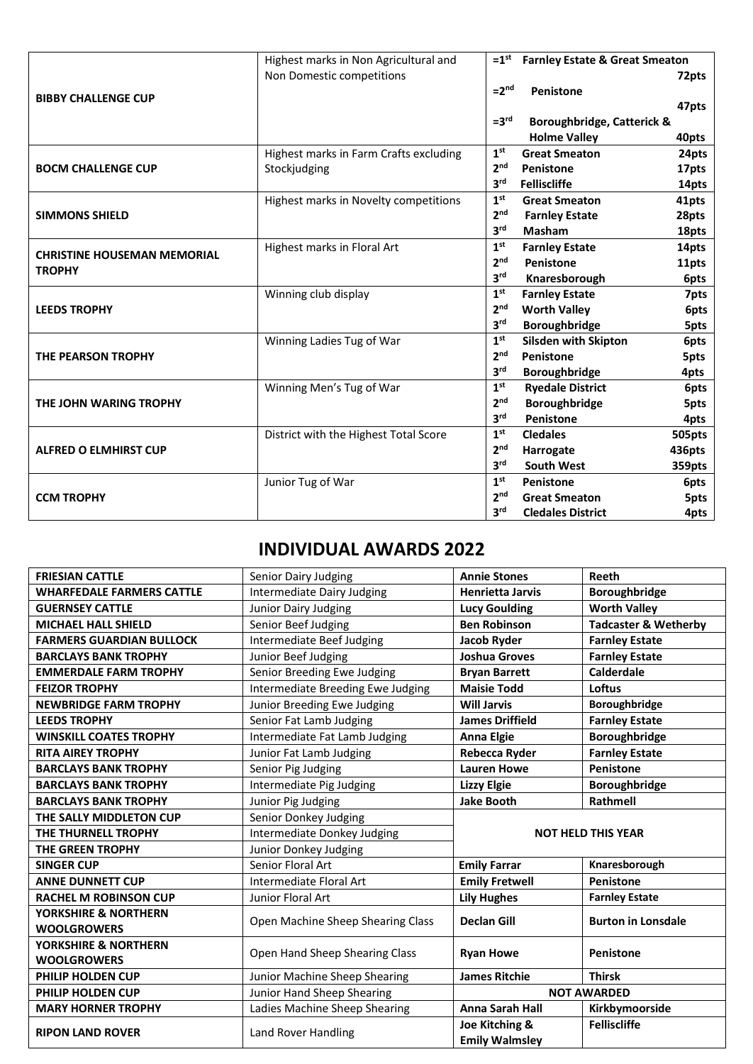| | | |
|---|---|---|
| **BIBBY CHALLENGE CUP** | Highest marks in Non Agricultural and Non Domestic competitions | **=1st Farnley Estate & Great Smeaton 72pts**<br>**=2nd Penistone 47pts**<br>**=3rd Boroughbridge, Catterick & Holme Valley 40pts** |
| **BOCM CHALLENGE CUP** | Highest marks in Farm Crafts excluding Stockjudging | **1st Great Smeaton 24pts**<br>**2nd Penistone 17pts**<br>**3rd Felliscliffe 14pts** |
| **SIMMONS SHIELD** | Highest marks in Novelty competitions | **1st Great Smeaton 41pts**<br>**2nd Farnley Estate 28pts**<br>**3rd Masham 18pts** |
| **CHRISTINE HOUSEMAN MEMORIAL TROPHY** | Highest marks in Floral Art | **1st Farnley Estate 14pts**<br>**2nd Penistone 11pts**<br>**3rd Knaresborough 6pts** |
| **LEEDS TROPHY** | Winning club display | **1st Farnley Estate 7pts**<br>**2nd Worth Valley 6pts**<br>**3rd Boroughbridge 5pts** |
| **THE PEARSON TROPHY** | Winning Ladies Tug of War | **1st Silsden with Skipton 6pts**<br>**2nd Penistone 5pts**<br>**3rd Boroughbridge 4pts** |
| **THE JOHN WARING TROPHY** | Winning Men's Tug of War | **1st Ryedale District 6pts**<br>**2nd Boroughbridge 5pts**<br>**3rd Penistone 4pts** |
| **ALFRED O ELMHIRST CUP** | District with the Highest Total Score | **1st Cledales 505pts**<br>**2nd Harrogate 436pts**<br>**3rd South West 359pts** |
| **CCM TROPHY** | Junior Tug of War | **1st Penistone 6pts**<br>**2nd Great Smeaton 5pts**<br>**3rd Cledales District 4pts** |

## INDIVIDUAL AWARDS 2022

| | | | |
|---|---|---|---|
| **FRIESIAN CATTLE** | Senior Dairy Judging | **Annie Stones** | **Reeth** |
| **WHARFEDALE FARMERS CATTLE** | Intermediate Dairy Judging | **Henrietta Jarvis** | **Boroughbridge** |
| **GUERNSEY CATTLE** | Junior Dairy Judging | **Lucy Goulding** | **Worth Valley** |
| **MICHAEL HALL SHIELD** | Senior Beef Judging | **Ben Robinson** | **Tadcaster & Wetherby** |
| **FARMERS GUARDIAN BULLOCK** | Intermediate Beef Judging | **Jacob Ryder** | **Farnley Estate** |
| **BARCLAYS BANK TROPHY** | Junior Beef Judging | **Joshua Groves** | **Farnley Estate** |
| **EMMERDALE FARM TROPHY** | Senior Breeding Ewe Judging | **Bryan Barrett** | **Calderdale** |
| **FEIZOR TROPHY** | Intermediate Breeding Ewe Judging | **Maisie Todd** | **Loftus** |
| **NEWBRIDGE FARM TROPHY** | Junior Breeding Ewe Judging | **Will Jarvis** | **Boroughbridge** |
| **LEEDS TROPHY** | Senior Fat Lamb Judging | **James Driffield** | **Farnley Estate** |
| **WINSKILL COATES TROPHY** | Intermediate Fat Lamb Judging | **Anna Elgie** | **Boroughbridge** |
| **RITA AIREY TROPHY** | Junior Fat Lamb Judging | **Rebecca Ryder** | **Farnley Estate** |
| **BARCLAYS BANK TROPHY** | Senior Pig Judging | **Lauren Howe** | **Penistone** |
| **BARCLAYS BANK TROPHY** | Intermediate Pig Judging | **Lizzy Elgie** | **Boroughbridge** |
| **BARCLAYS BANK TROPHY** | Junior Pig Judging | **Jake Booth** | **Rathmell** |
| **THE SALLY MIDDLETON CUP** | Senior Donkey Judging | **NOT HELD THIS YEAR** | |
| **THE THURNELL TROPHY** | Intermediate Donkey Judging | | |
| **THE GREEN TROPHY** | Junior Donkey Judging | | |
| **SINGER CUP** | Senior Floral Art | **Emily Farrar** | **Knaresborough** |
| **ANNE DUNNETT CUP** | Intermediate Floral Art | **Emily Fretwell** | **Penistone** |
| **RACHEL M ROBINSON CUP** | Junior Floral Art | **Lily Hughes** | **Farnley Estate** |
| **YORKSHIRE & NORTHERN WOOLGROWERS** | Open Machine Sheep Shearing Class | **Declan Gill** | **Burton in Lonsdale** |
| **YORKSHIRE & NORTHERN WOOLGROWERS** | Open Hand Sheep Shearing Class | **Ryan Howe** | **Penistone** |
| **PHILIP HOLDEN CUP** | Junior Machine Sheep Shearing | **James Ritchie** | **Thirsk** |
| **PHILIP HOLDEN CUP** | Junior Hand Sheep Shearing | **NOT AWARDED** | |
| **MARY HORNER TROPHY** | Ladies Machine Sheep Shearing | **Anna Sarah Hall** | **Kirkbymoorside** |
| **RIPON LAND ROVER** | Land Rover Handling | **Joe Kitching & Emily Walmsley** | **Felliscliffe** |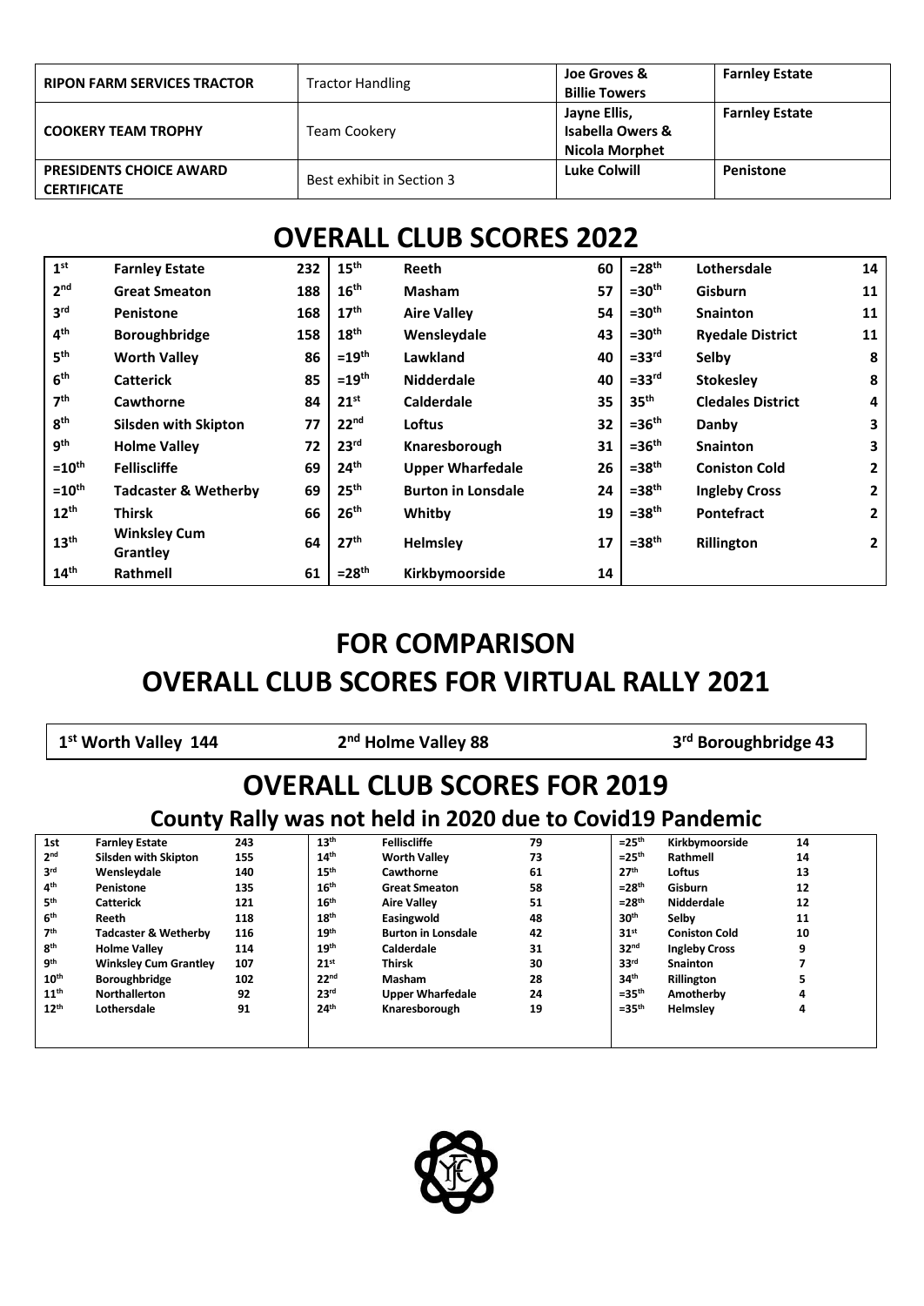| | | | |
|---|---|---|---|
| **RIPON FARM SERVICES TRACTOR** | Tractor Handling | **Joe Groves & Billie Towers** | **Farnley Estate** |
| **COOKERY TEAM TROPHY** | Team Cookery | **Jayne Ellis, Isabella Owers & Nicola Morphet** | **Farnley Estate** |
| **PRESIDENTS CHOICE AWARD CERTIFICATE** | Best exhibit in Section 3 | **Luke Colwill** | **Penistone** |

# OVERALL CLUB SCORES 2022

| | | | | | | | | |
|---|---|---|---|---|---|---|---|---|
| 1st | **Farnley Estate** | 232 | 15th | **Reeth** | 60 | =28th | **Lothersdale** | 14 |
| 2nd | **Great Smeaton** | 188 | 16th | **Masham** | 57 | =30th | **Gisburn** | 11 |
| 3rd | **Penistone** | 168 | 17th | **Aire Valley** | 54 | =30th | **Snainton** | 11 |
| 4th | **Boroughbridge** | 158 | 18th | **Wensleydale** | 43 | =30th | **Ryedale District** | 11 |
| 5th | **Worth Valley** | 86 | =19th | **Lawkland** | 40 | =33rd | **Selby** | 8 |
| 6th | **Catterick** | 85 | =19th | **Nidderdale** | 40 | =33rd | **Stokesley** | 8 |
| 7th | **Cawthorne** | 84 | 21st | **Calderdale** | 35 | 35th | **Cledales District** | 4 |
| 8th | **Silsden with Skipton** | 77 | 22nd | **Loftus** | 32 | =36th | **Danby** | 3 |
| 9th | **Holme Valley** | 72 | 23rd | **Knaresborough** | 31 | =36th | **Snainton** | 3 |
| =10th | **Felliscliffe** | 69 | 24th | **Upper Wharfedale** | 26 | =38th | **Coniston Cold** | 2 |
| =10th | **Tadcaster & Wetherby** | 69 | 25th | **Burton in Lonsdale** | 24 | =38th | **Ingleby Cross** | 2 |
| 12th | **Thirsk** | 66 | 26th | **Whitby** | 19 | =38th | **Pontefract** | 2 |
| 13th | **Winksley Cum Grantley** | 64 | 27th | **Helmsley** | 17 | =38th | **Rillington** | 2 |
| 14th | **Rathmell** | 61 | =28th | **Kirkbymoorside** | 14 | | | |

# FOR COMPARISON
# OVERALL CLUB SCORES FOR VIRTUAL RALLY 2021

**1st Worth Valley 144** | **2nd Holme Valley 88** | **3rd Boroughbridge 43**

# OVERALL CLUB SCORES FOR 2019

## County Rally was not held in 2020 due to Covid19 Pandemic

| | | | | | | | | |
|---|---|---|---|---|---|---|---|---|
| 1st | **Farnley Estate** | 243 | 13th | **Felliscliffe** | 79 | =25th | **Kirkbymoorside** | 14 |
| 2nd | **Silsden with Skipton** | 155 | 14th | **Worth Valley** | 73 | =25th | **Rathmell** | 14 |
| 3rd | **Wensleydale** | 140 | 15th | **Cawthorne** | 61 | 27th | **Loftus** | 13 |
| 4th | **Penistone** | 135 | 16th | **Great Smeaton** | 58 | =28th | **Gisburn** | 12 |
| 5th | **Catterick** | 121 | 16th | **Aire Valley** | 51 | =28th | **Nidderdale** | 12 |
| 6th | **Reeth** | 118 | 18th | **Easingwold** | 48 | 30th | **Selby** | 11 |
| 7th | **Tadcaster & Wetherby** | 116 | 19th | **Burton in Lonsdale** | 42 | 31st | **Coniston Cold** | 10 |
| 8th | **Holme Valley** | 114 | 19th | **Calderdale** | 31 | 32nd | **Ingleby Cross** | 9 |
| 9th | **Winksley Cum Grantley** | 107 | 21st | **Thirsk** | 30 | 33rd | **Snainton** | 7 |
| 10th | **Boroughbridge** | 102 | 22nd | **Masham** | 28 | 34th | **Rillington** | 5 |
| 11th | **Northallerton** | 92 | 23rd | **Upper Wharfedale** | 24 | =35th | **Amotherby** | 4 |
| 12th | **Lothersdale** | 91 | 24th | **Knaresborough** | 19 | =35th | **Helmsley** | 4 |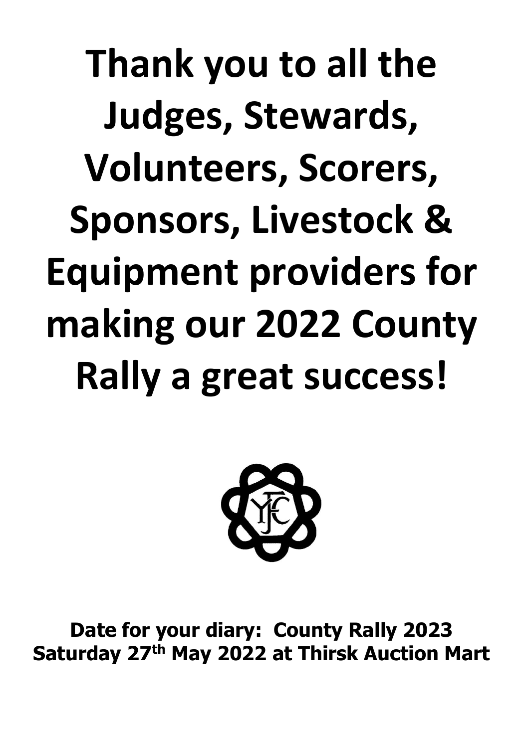# Thank you to all the Judges, Stewards, Volunteers, Scorers, Sponsors, Livestock & Equipment providers for making our 2022 County Rally a great success!

**Date for your diary: County Rally 2023**
**Saturday 27th May 2022 at Thirsk Auction Mart**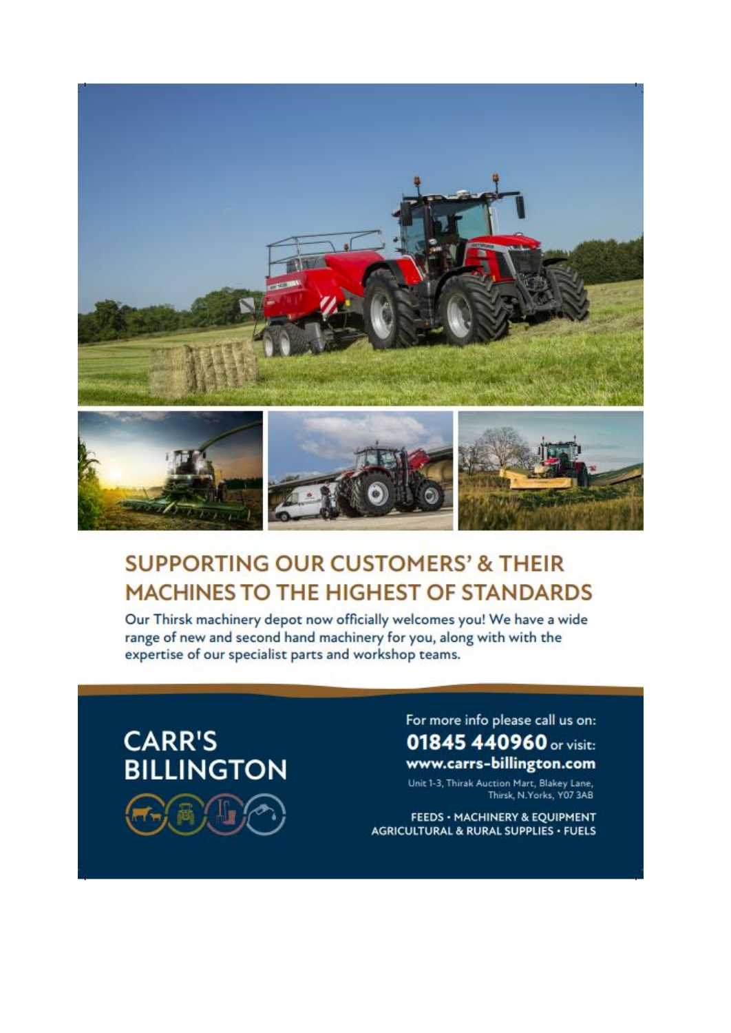## SUPPORTING OUR CUSTOMERS' & THEIR MACHINES TO THE HIGHEST OF STANDARDS

Our Thirsk machinery depot now officially welcomes you! We have a wide range of new and second hand machinery for you, along with with the expertise of our specialist parts and workshop teams.

**CARR'S BILLINGTON**

For more info please call us on:
**01845 440960** or visit:
**www.carrs-billington.com**

Unit 1-3, Thirak Auction Mart, Blakey Lane, Thirsk, N.Yorks, Y07 3AB

FEEDS • MACHINERY & EQUIPMENT
AGRICULTURAL & RURAL SUPPLIES • FUELS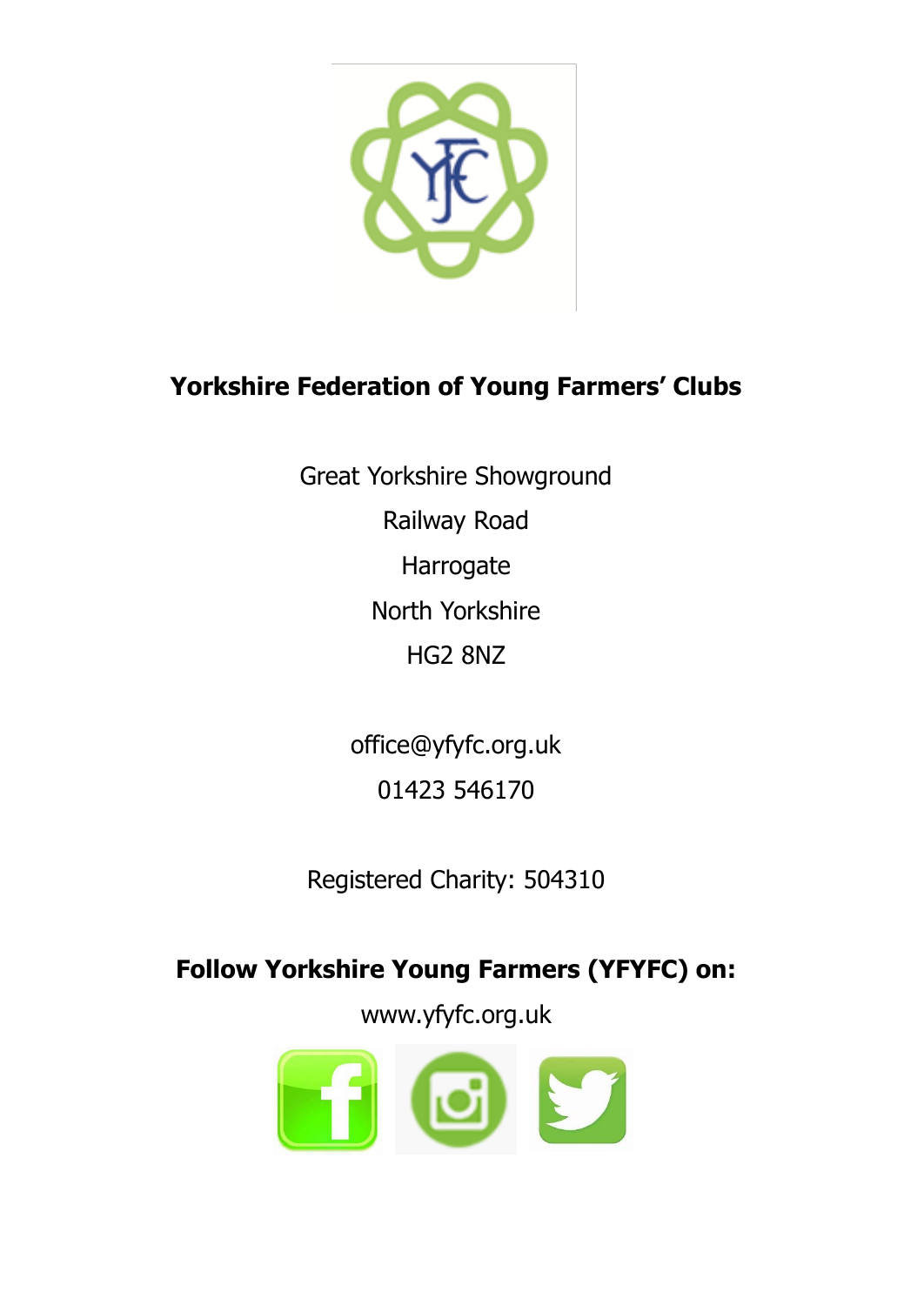**Yorkshire Federation of Young Farmers' Clubs**

Great Yorkshire Showground

Railway Road

Harrogate

North Yorkshire

HG2 8NZ

office@yfyfc.org.uk

01423 546170

Registered Charity: 504310

**Follow Yorkshire Young Farmers (YFYFC) on:**

www.yfyfc.org.uk